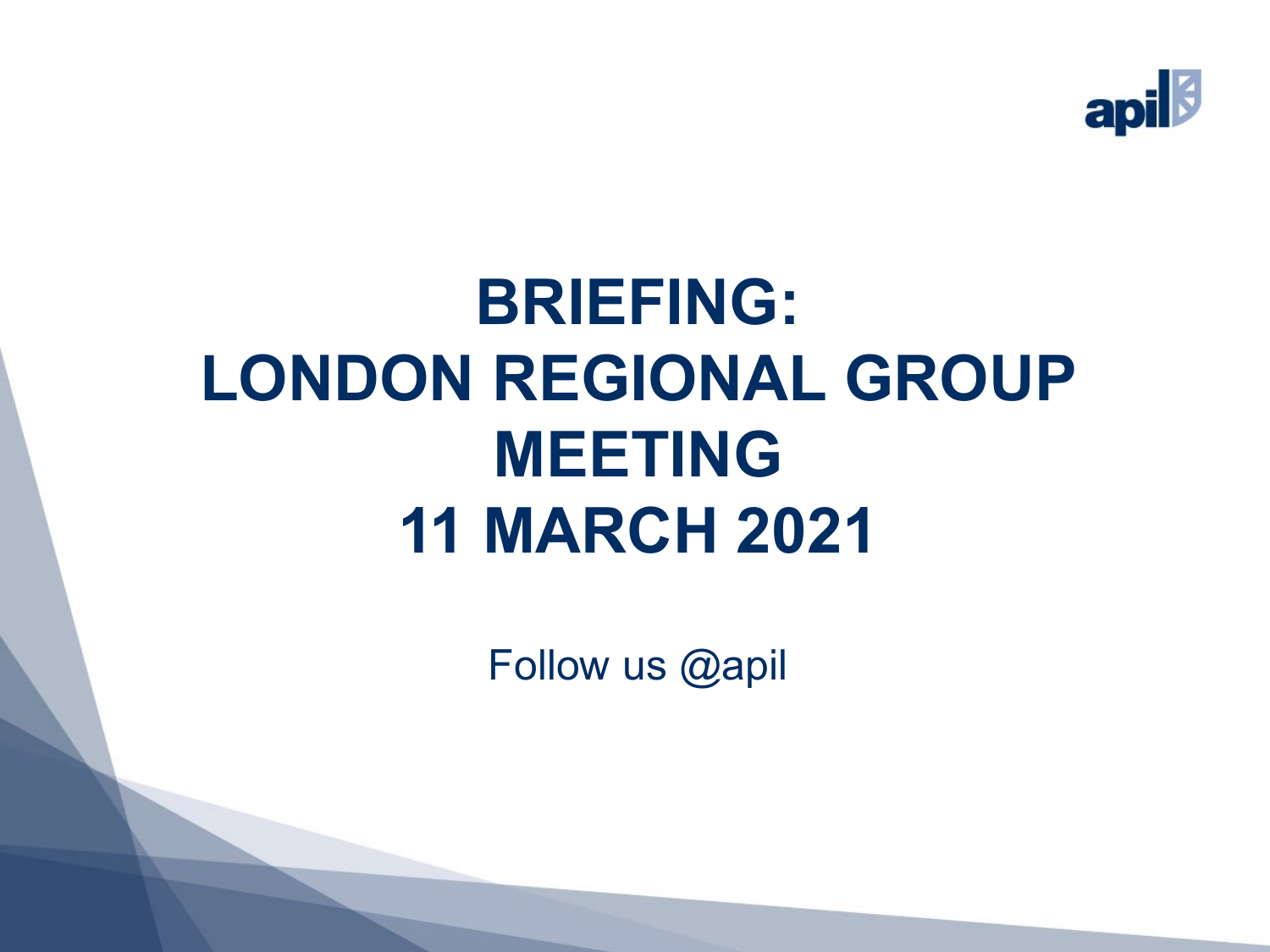# BRIEFING: LONDON REGIONAL GROUP MEETING 11 MARCH 2021

Follow us @apil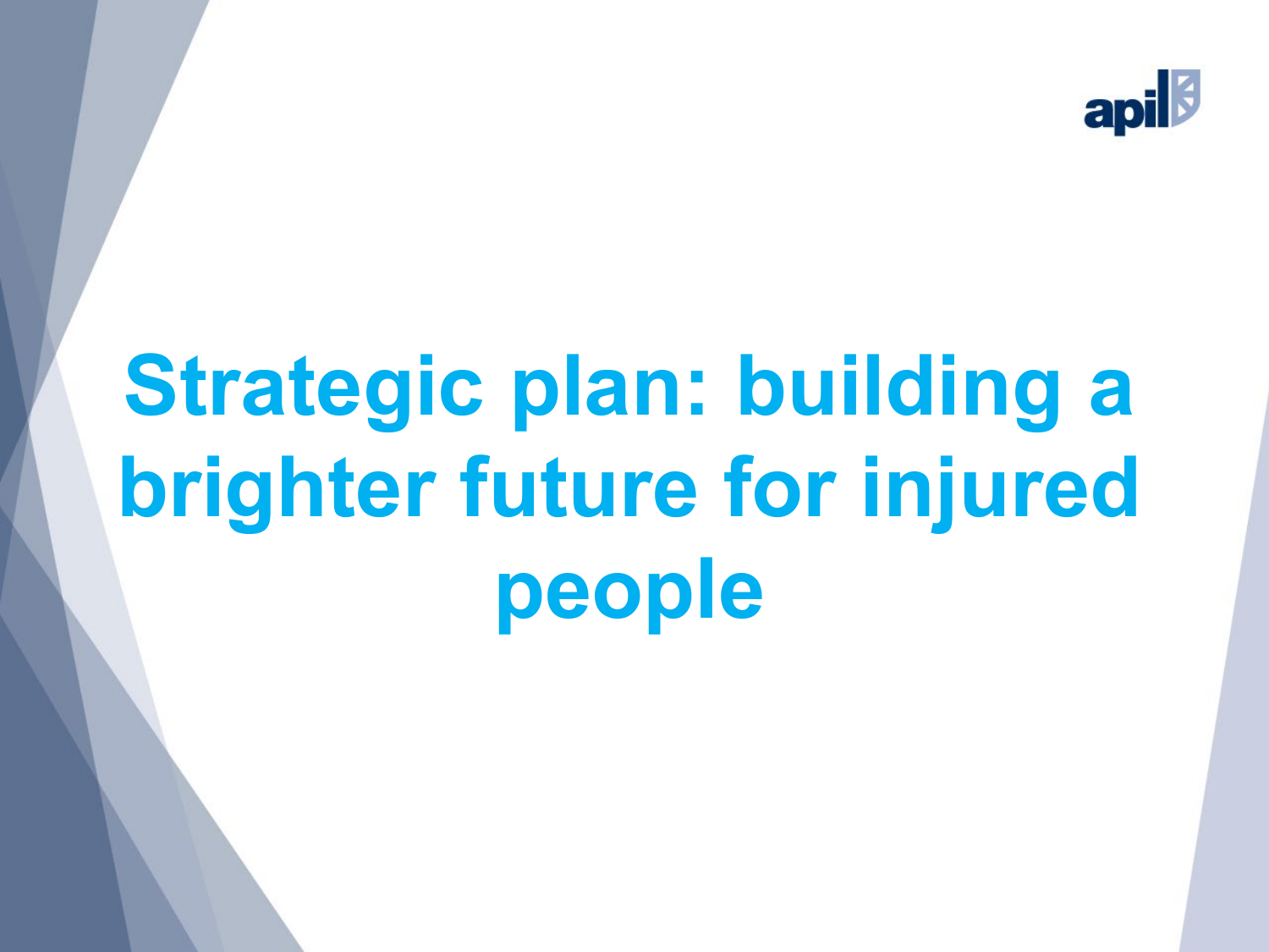# Strategic plan: building a brighter future for injured people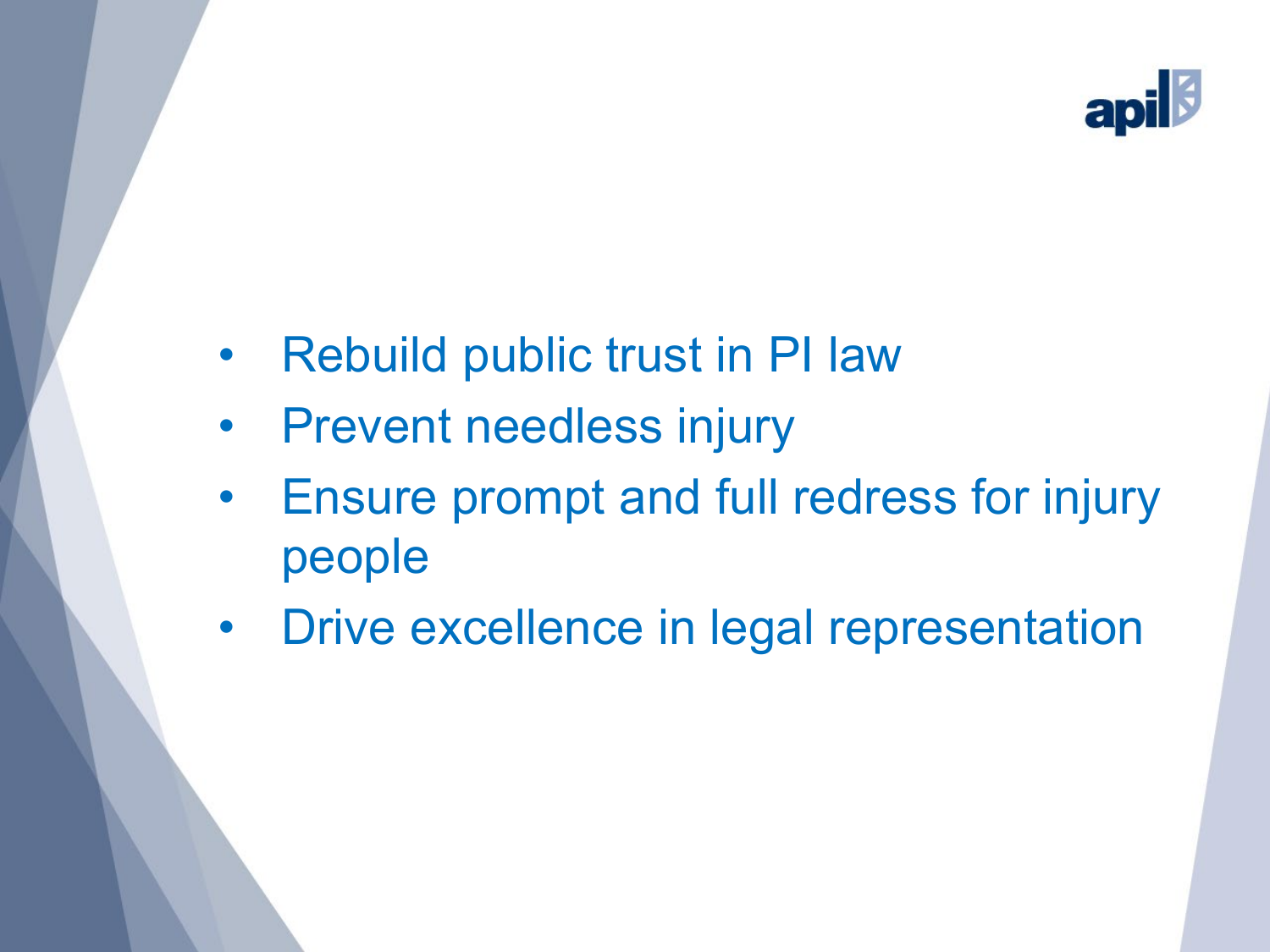- Rebuild public trust in PI law
- Prevent needless injury
- Ensure prompt and full redress for injury people
- Drive excellence in legal representation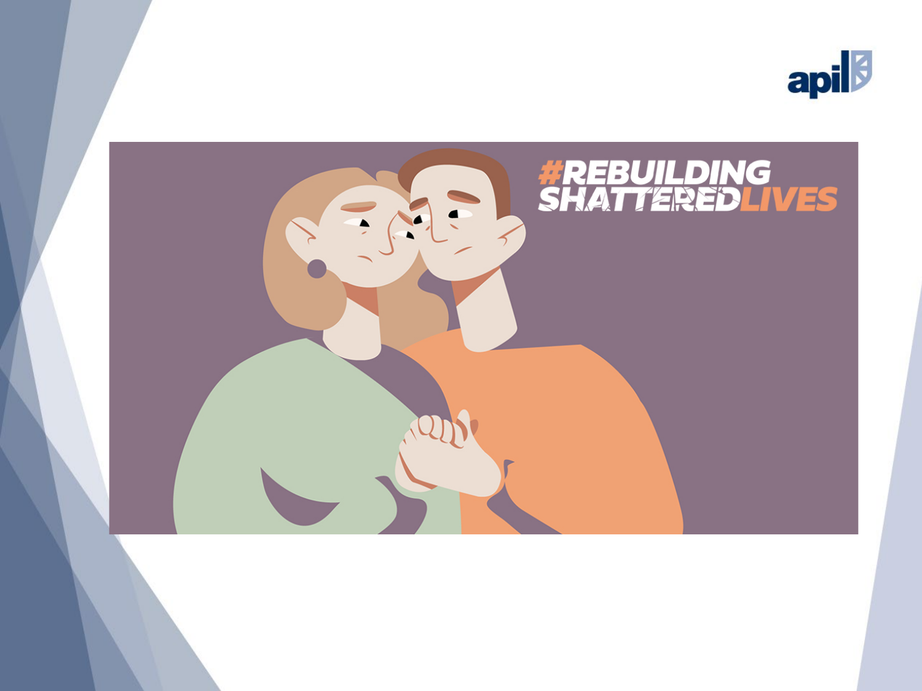apil

#REBUILDING SHATTEREDLIVES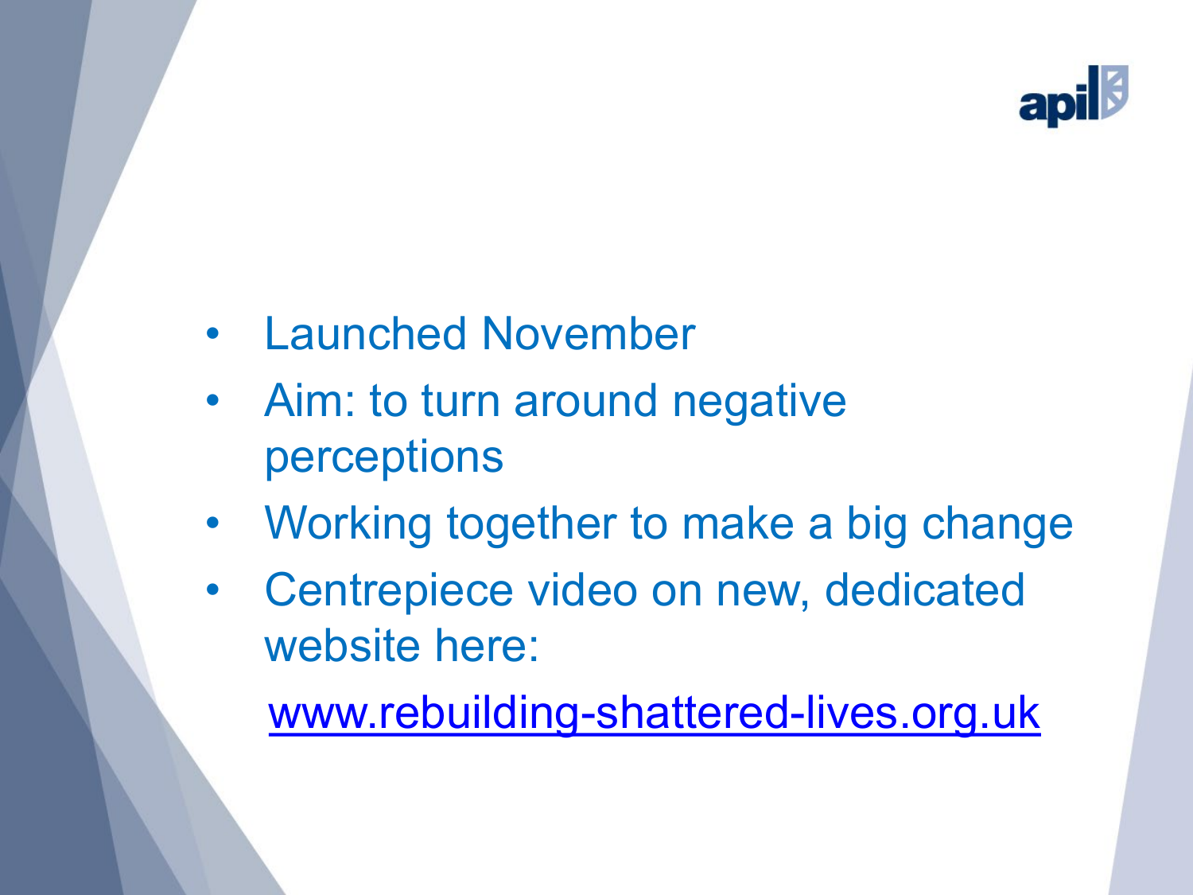- Launched November
- Aim: to turn around negative perceptions
- Working together to make a big change
- Centrepiece video on new, dedicated website here:

  www.rebuilding-shattered-lives.org.uk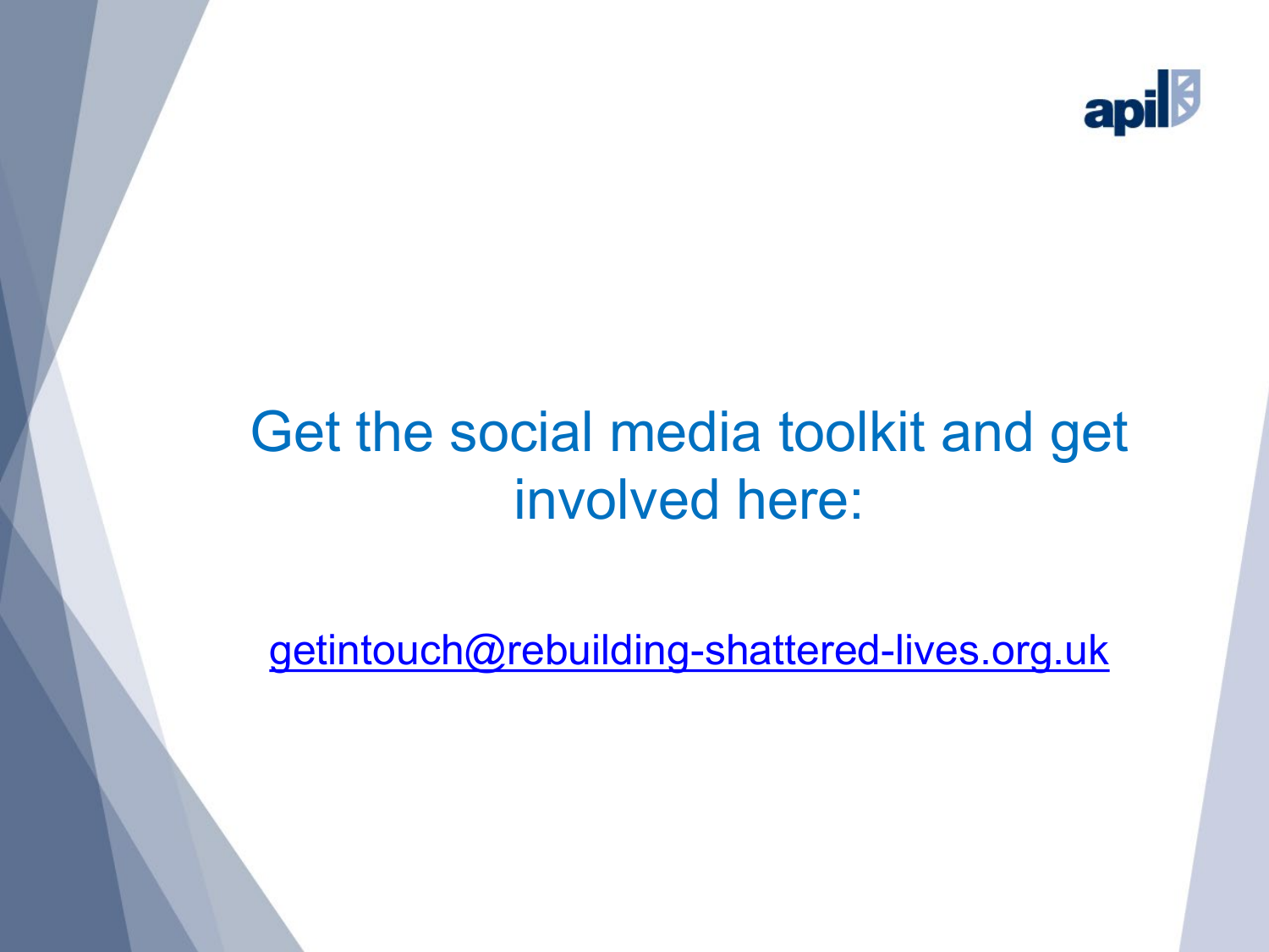Get the social media toolkit and get involved here:

getintouch@rebuilding-shattered-lives.org.uk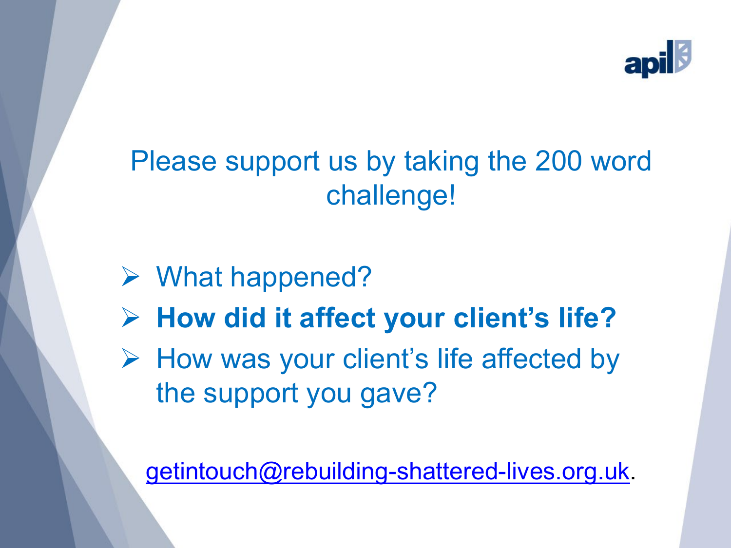Please support us by taking the 200 word challenge!

- What happened?
- **How did it affect your client's life?**
- How was your client's life affected by the support you gave?

getintouch@rebuilding-shattered-lives.org.uk.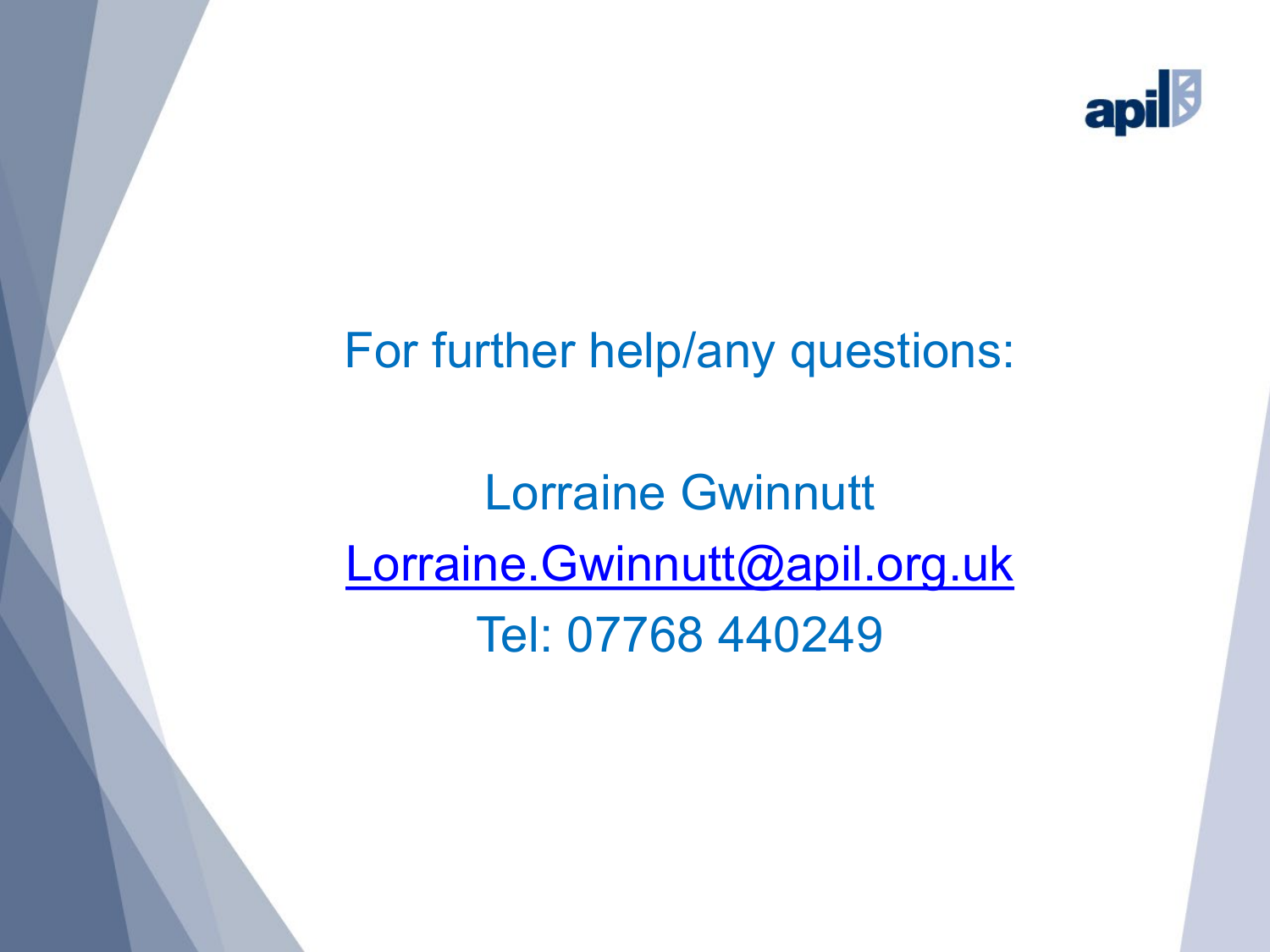For further help/any questions:

Lorraine Gwinnutt
Lorraine.Gwinnutt@apil.org.uk
Tel: 07768 440249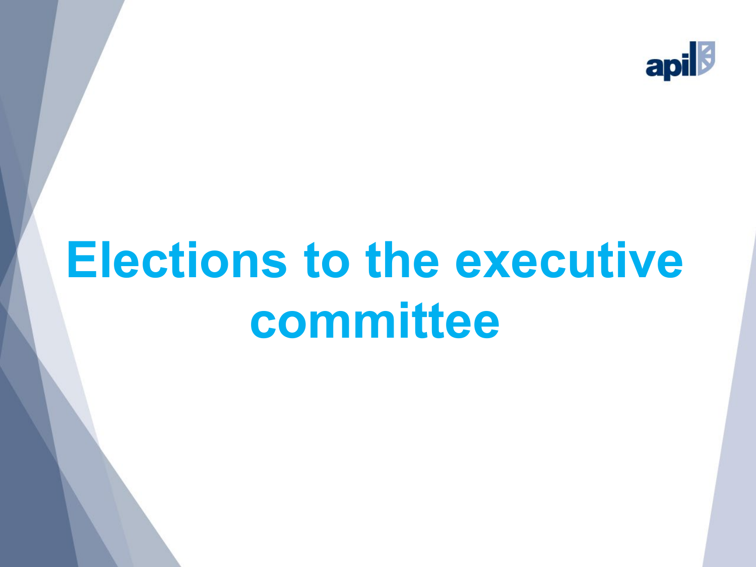# Elections to the executive committee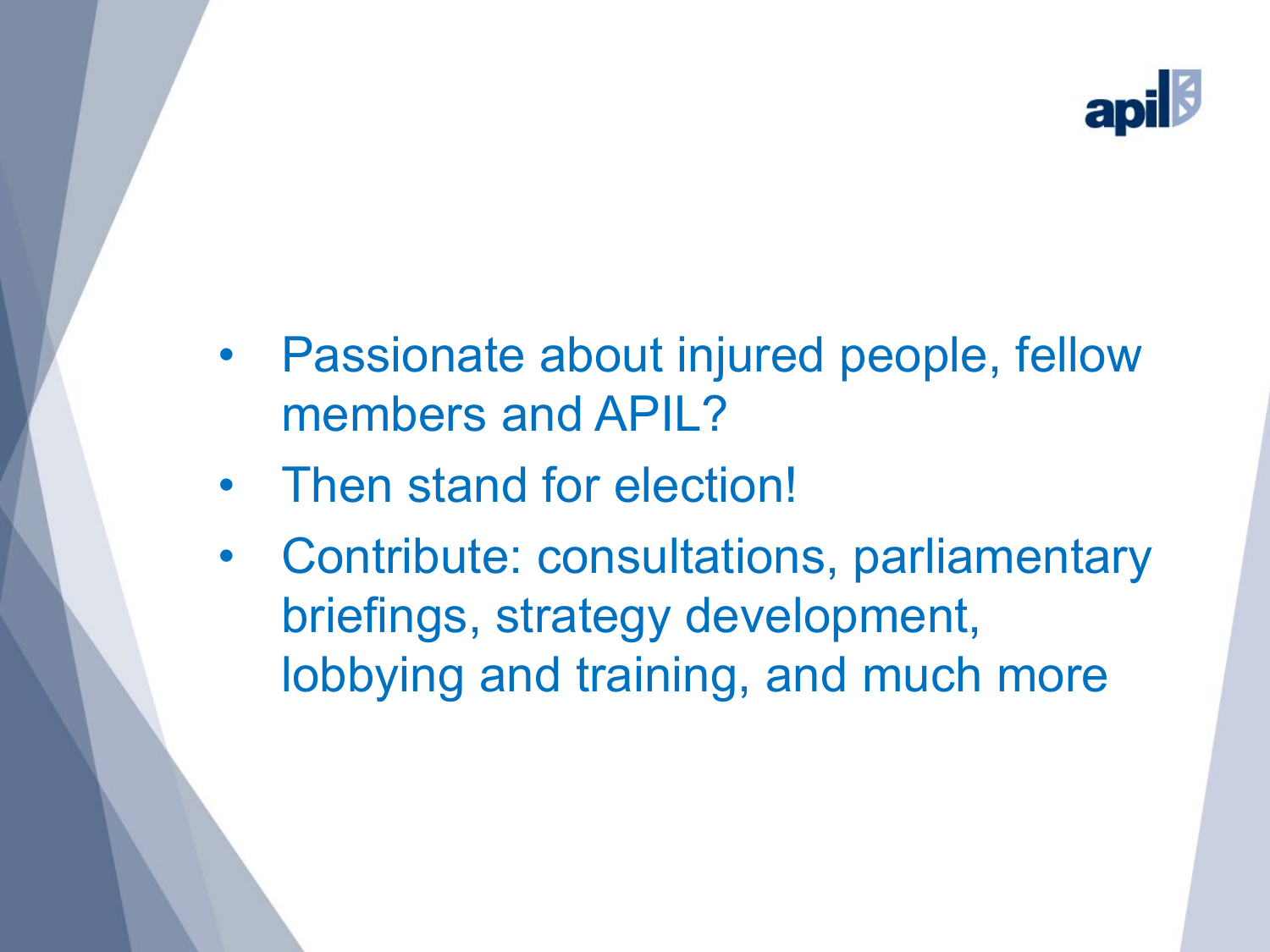- Passionate about injured people, fellow members and APIL?
- Then stand for election!
- Contribute: consultations, parliamentary briefings, strategy development, lobbying and training, and much more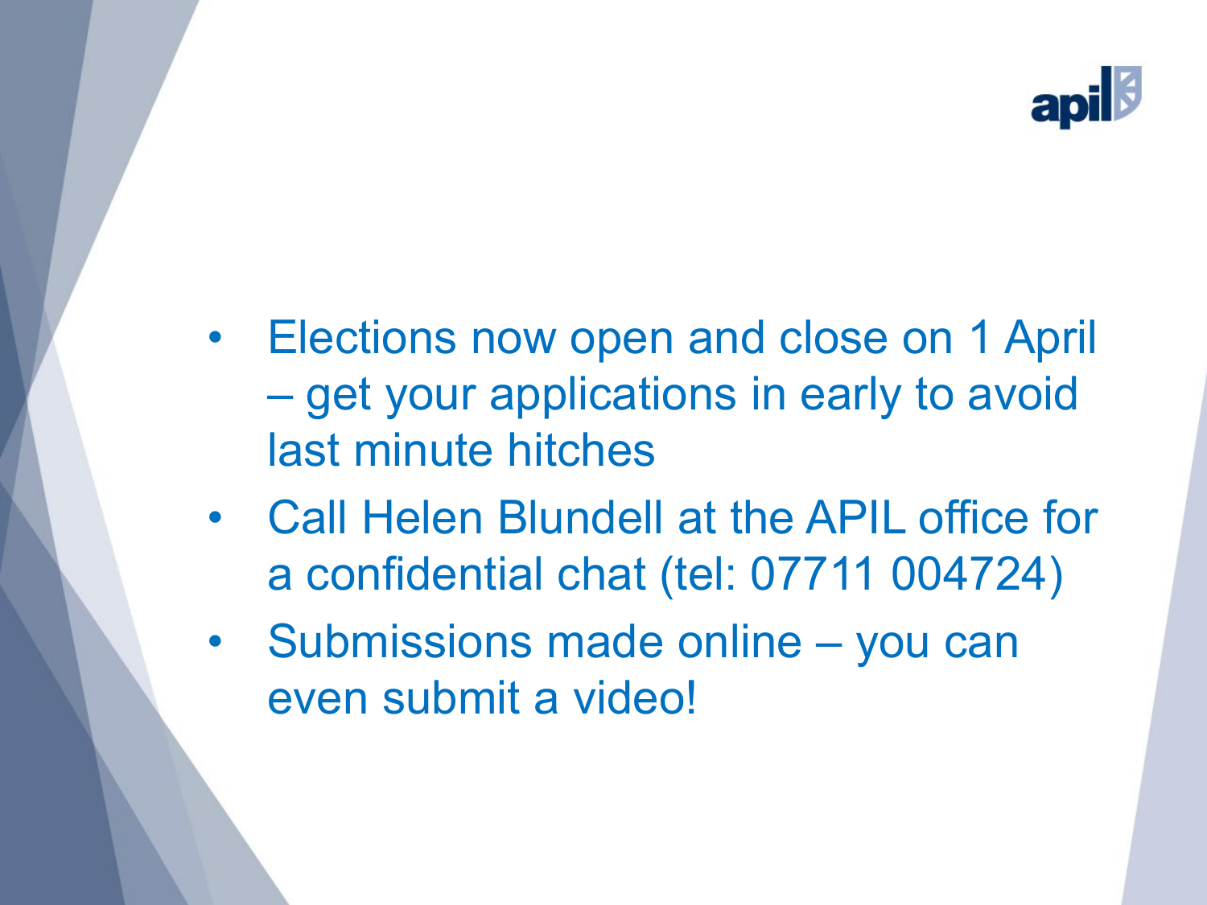- Elections now open and close on 1 April – get your applications in early to avoid last minute hitches
- Call Helen Blundell at the APIL office for a confidential chat (tel: 07711 004724)
- Submissions made online – you can even submit a video!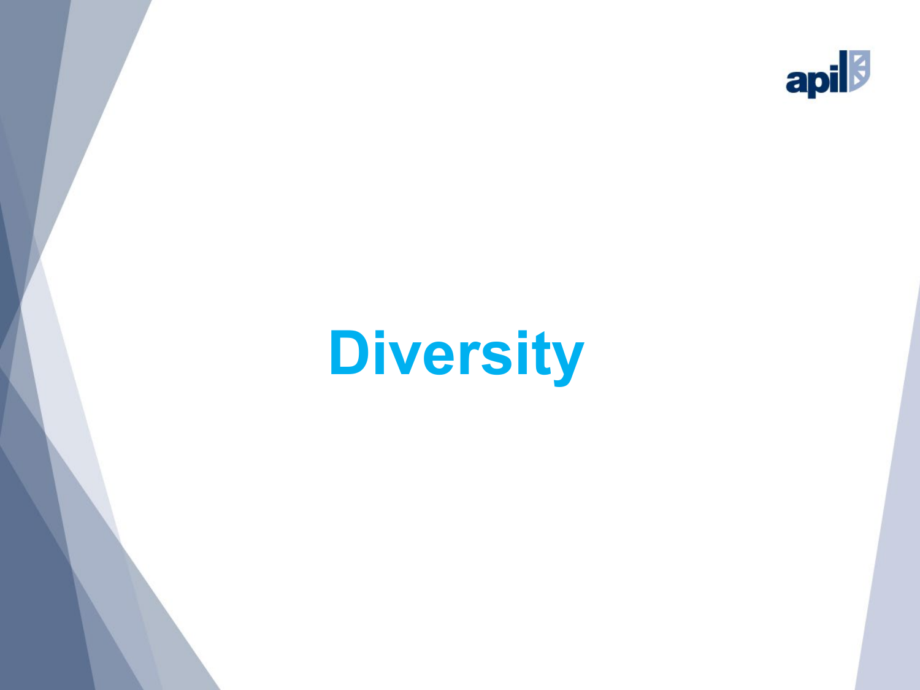# Diversity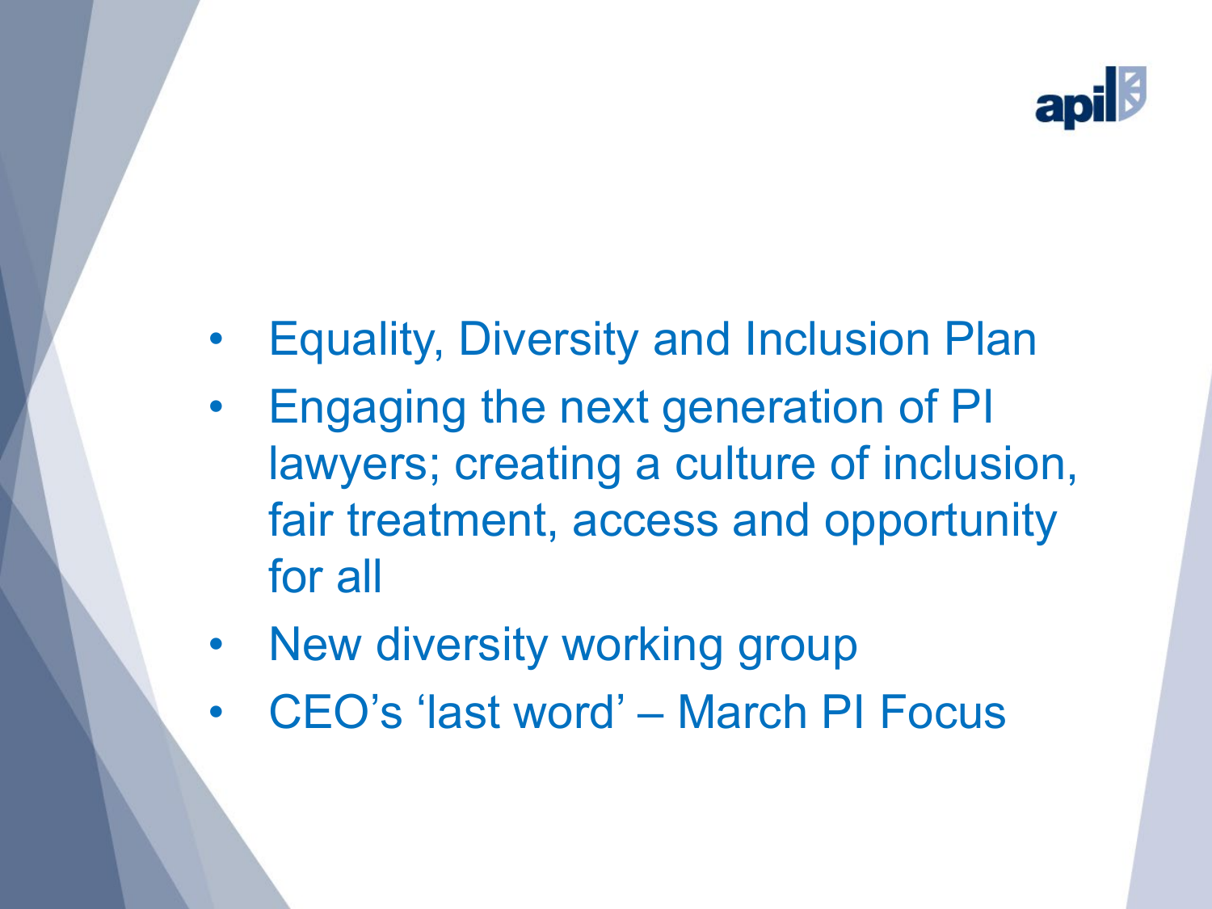- Equality, Diversity and Inclusion Plan
- Engaging the next generation of PI lawyers; creating a culture of inclusion, fair treatment, access and opportunity for all
- New diversity working group
- CEO's 'last word' – March PI Focus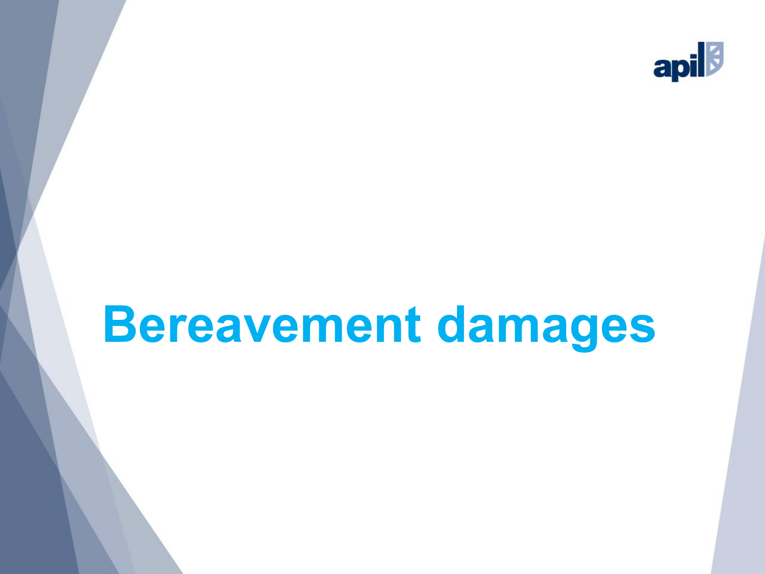# Bereavement damages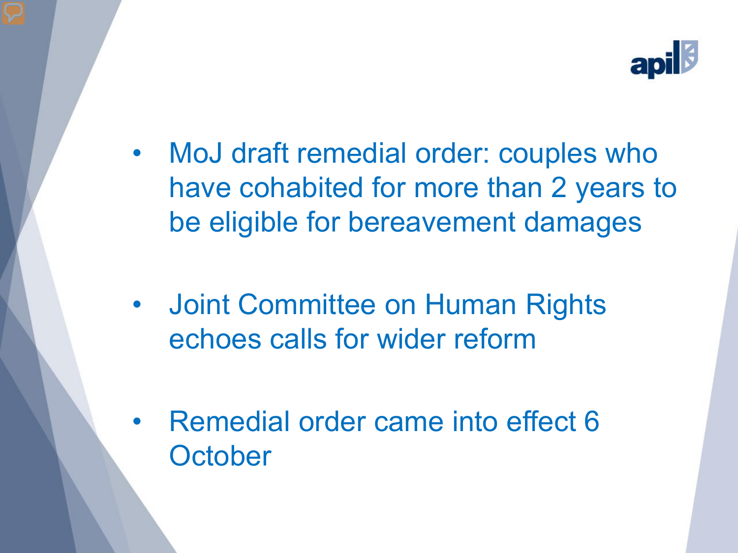- MoJ draft remedial order: couples who have cohabited for more than 2 years to be eligible for bereavement damages

- Joint Committee on Human Rights echoes calls for wider reform

- Remedial order came into effect 6 October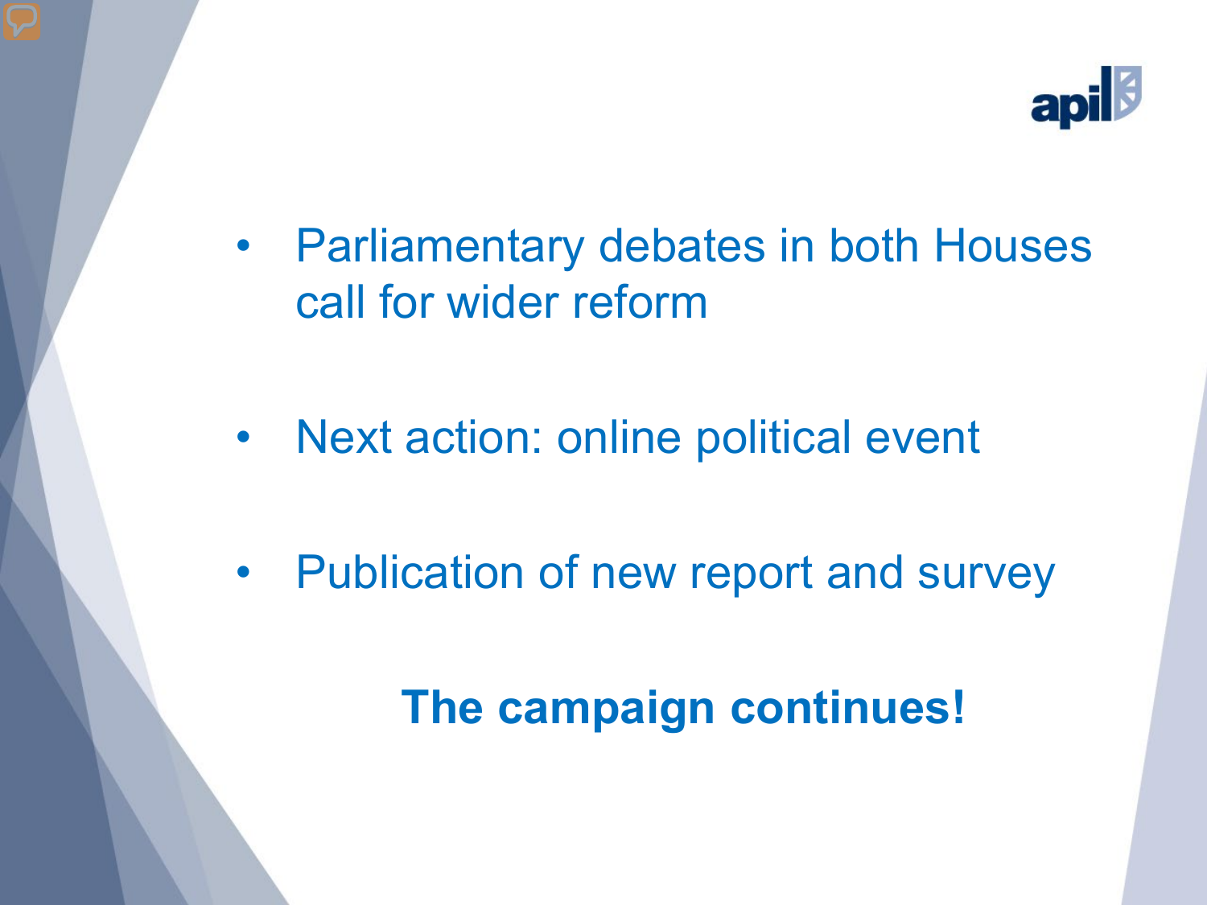- Parliamentary debates in both Houses call for wider reform

- Next action: online political event

- Publication of new report and survey

**The campaign continues!**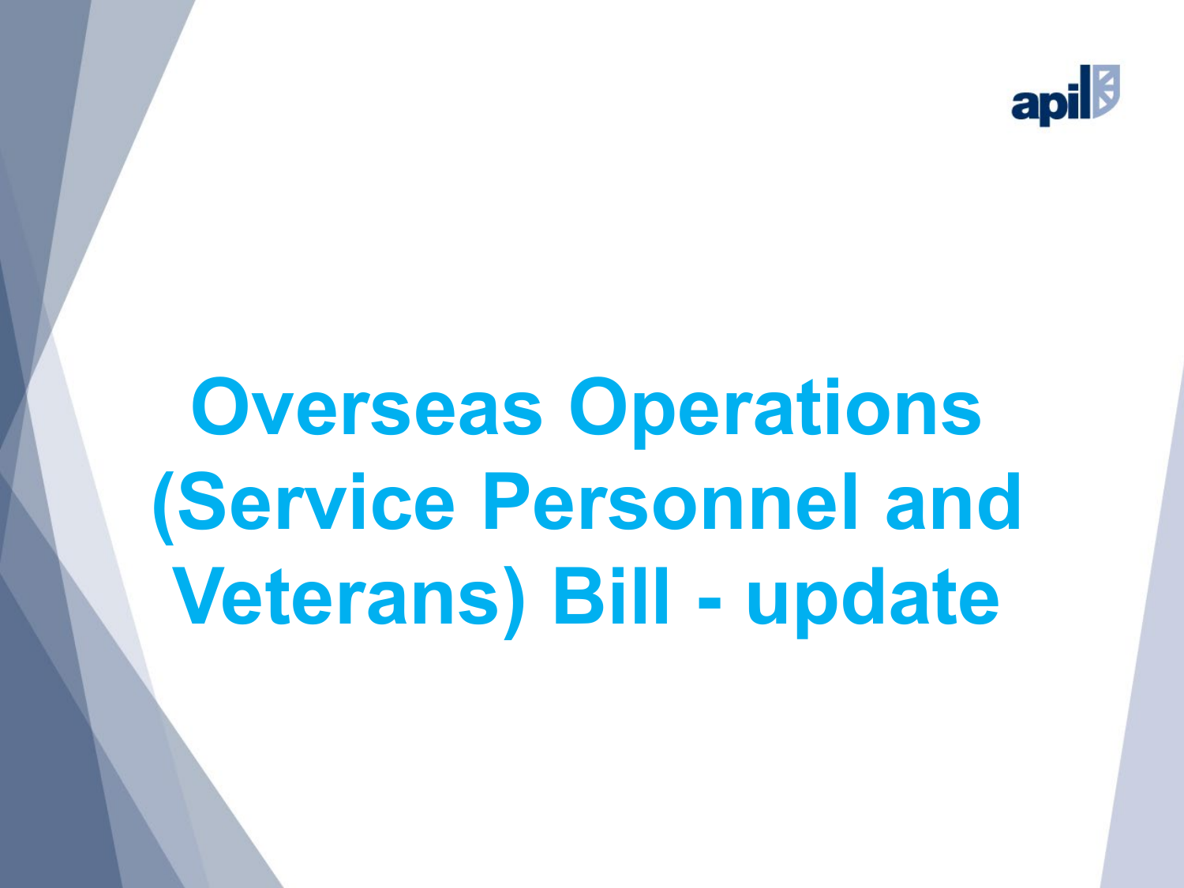# Overseas Operations (Service Personnel and Veterans) Bill - update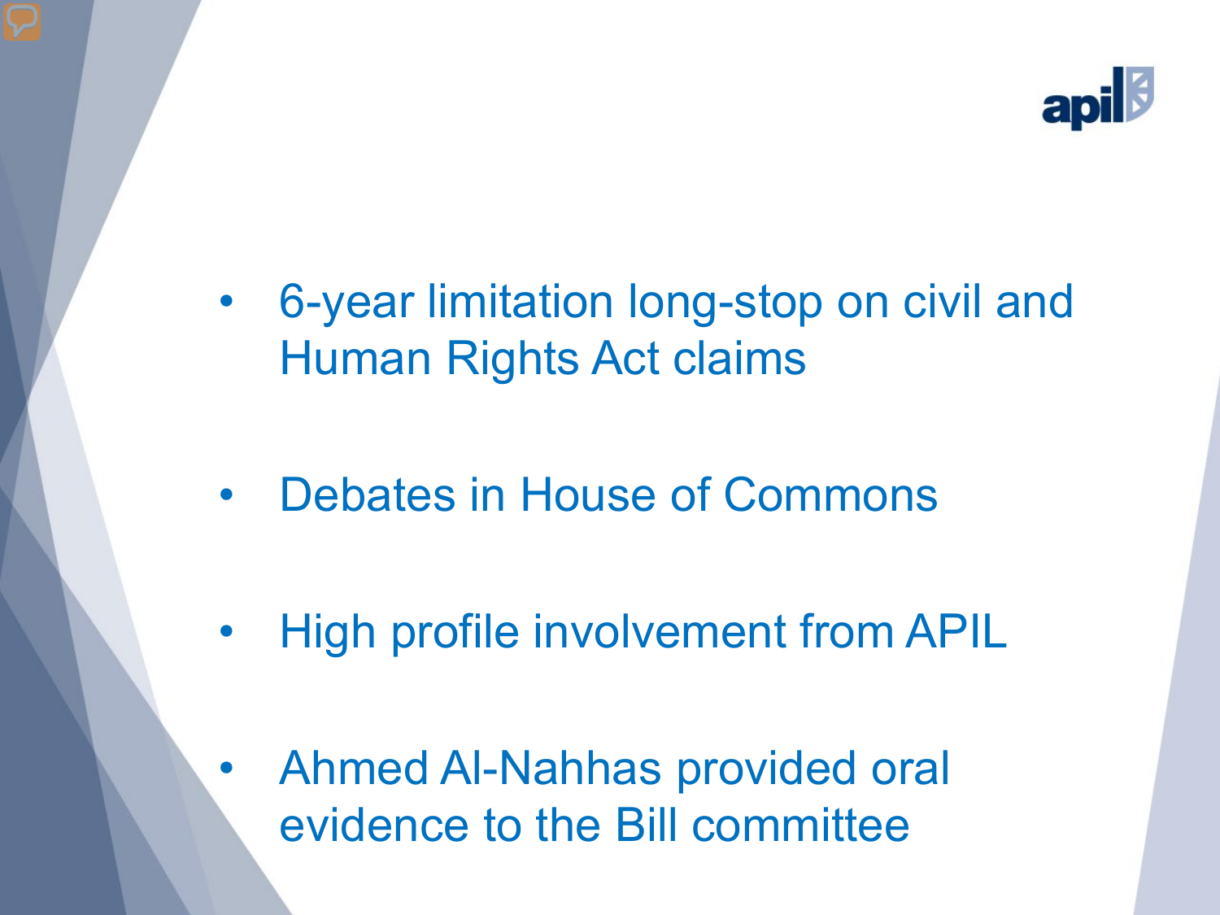- 6-year limitation long-stop on civil and Human Rights Act claims
- Debates in House of Commons
- High profile involvement from APIL
- Ahmed Al-Nahhas provided oral evidence to the Bill committee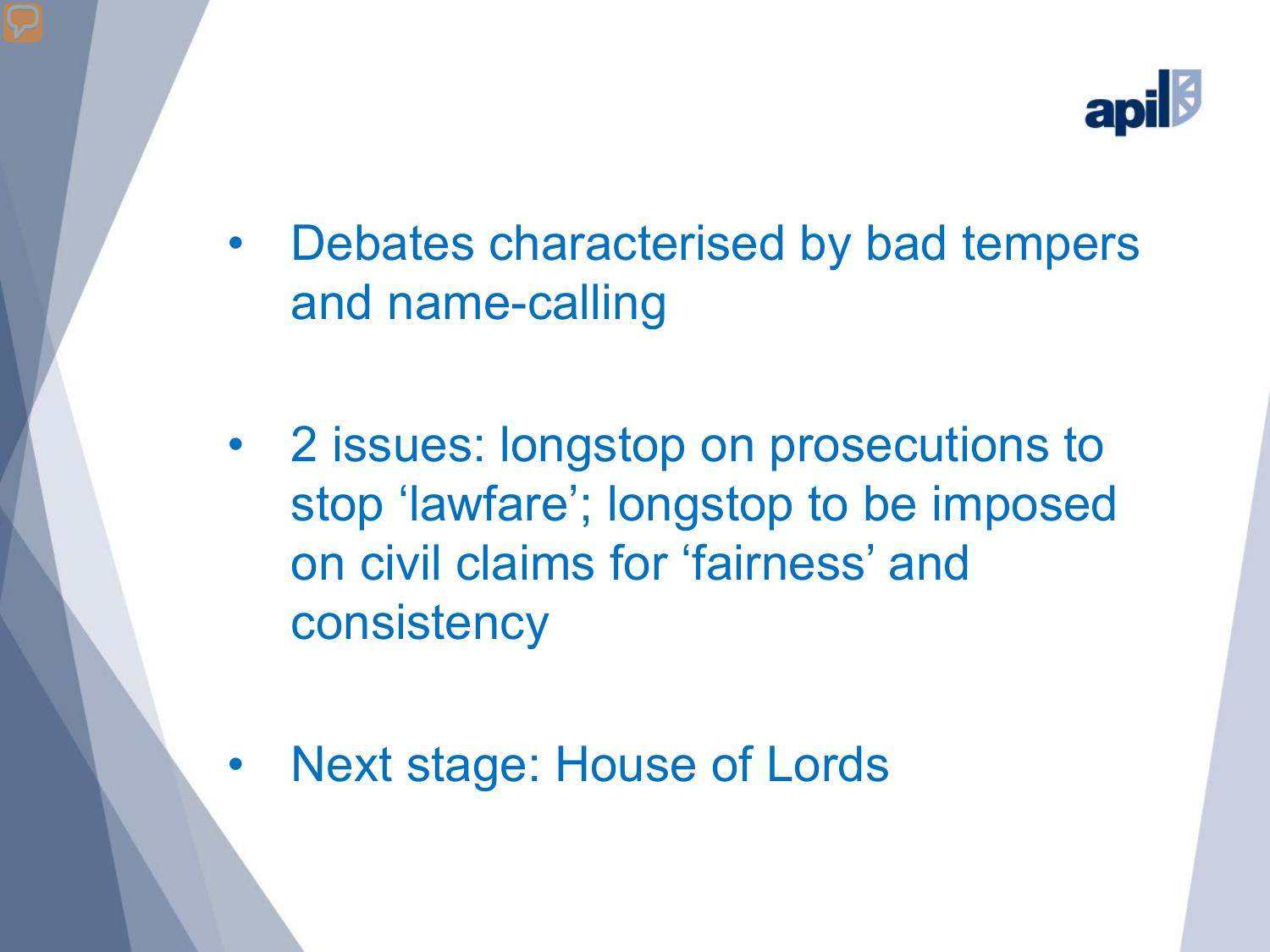- Debates characterised by bad tempers and name-calling
- 2 issues: longstop on prosecutions to stop ‘lawfare’; longstop to be imposed on civil claims for ‘fairness’ and consistency
- Next stage: House of Lords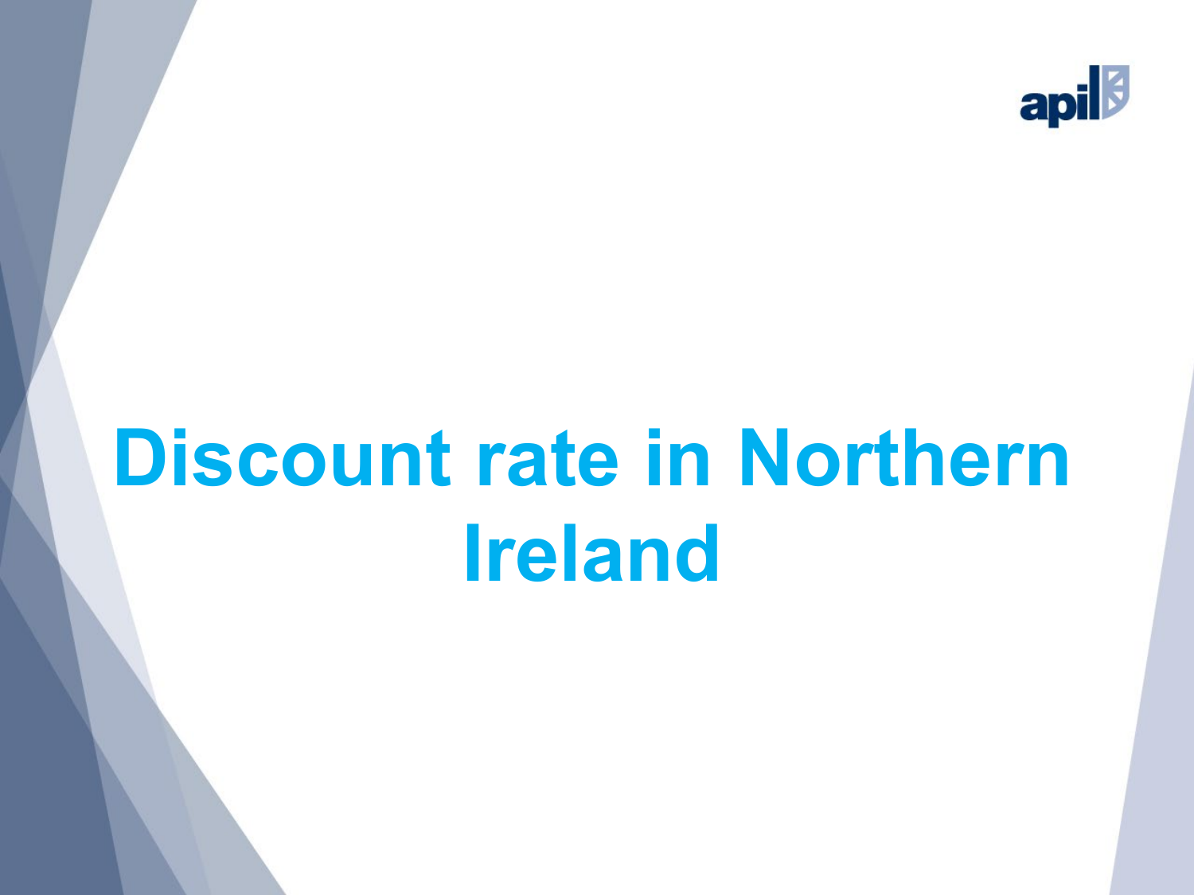# Discount rate in Northern Ireland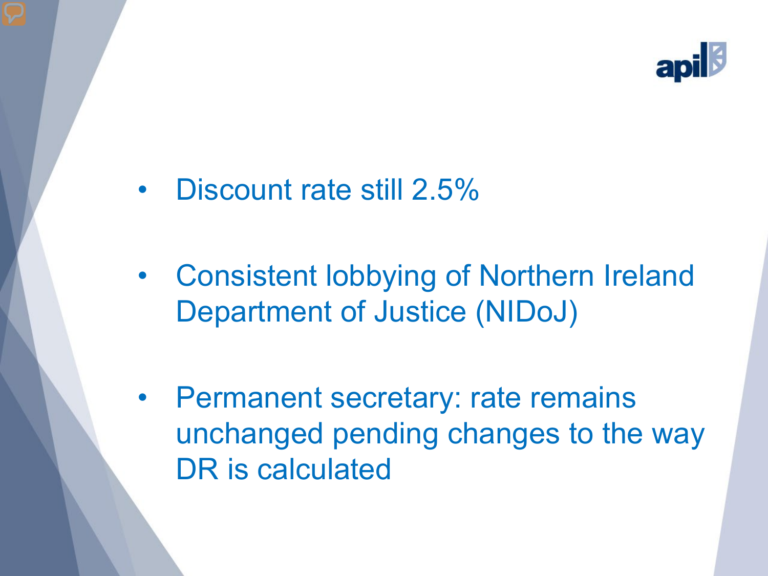- Discount rate still 2.5%
- Consistent lobbying of Northern Ireland Department of Justice (NIDoJ)
- Permanent secretary: rate remains unchanged pending changes to the way DR is calculated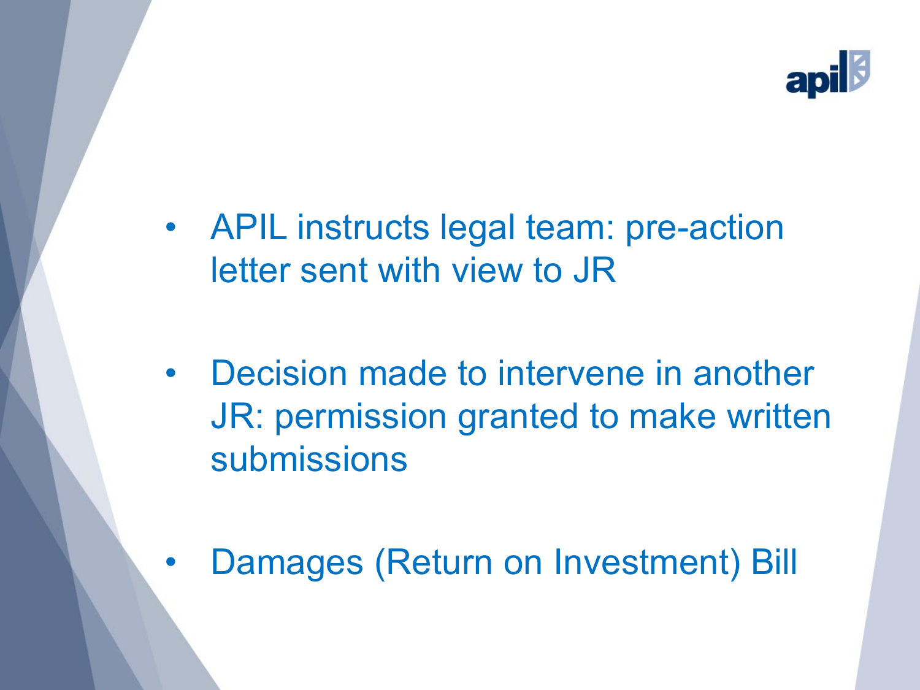- APIL instructs legal team: pre-action letter sent with view to JR

- Decision made to intervene in another JR: permission granted to make written submissions

- Damages (Return on Investment) Bill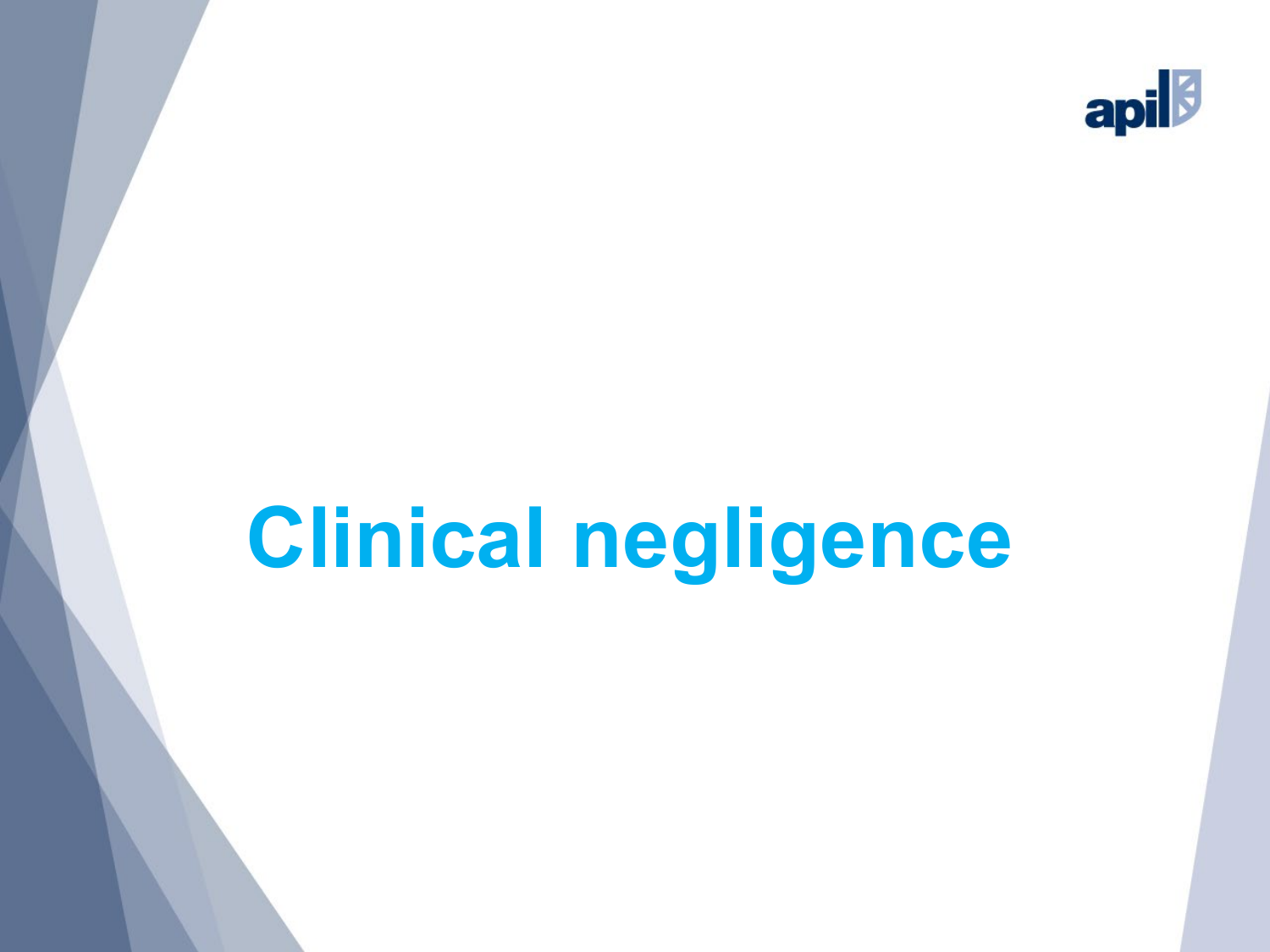# Clinical negligence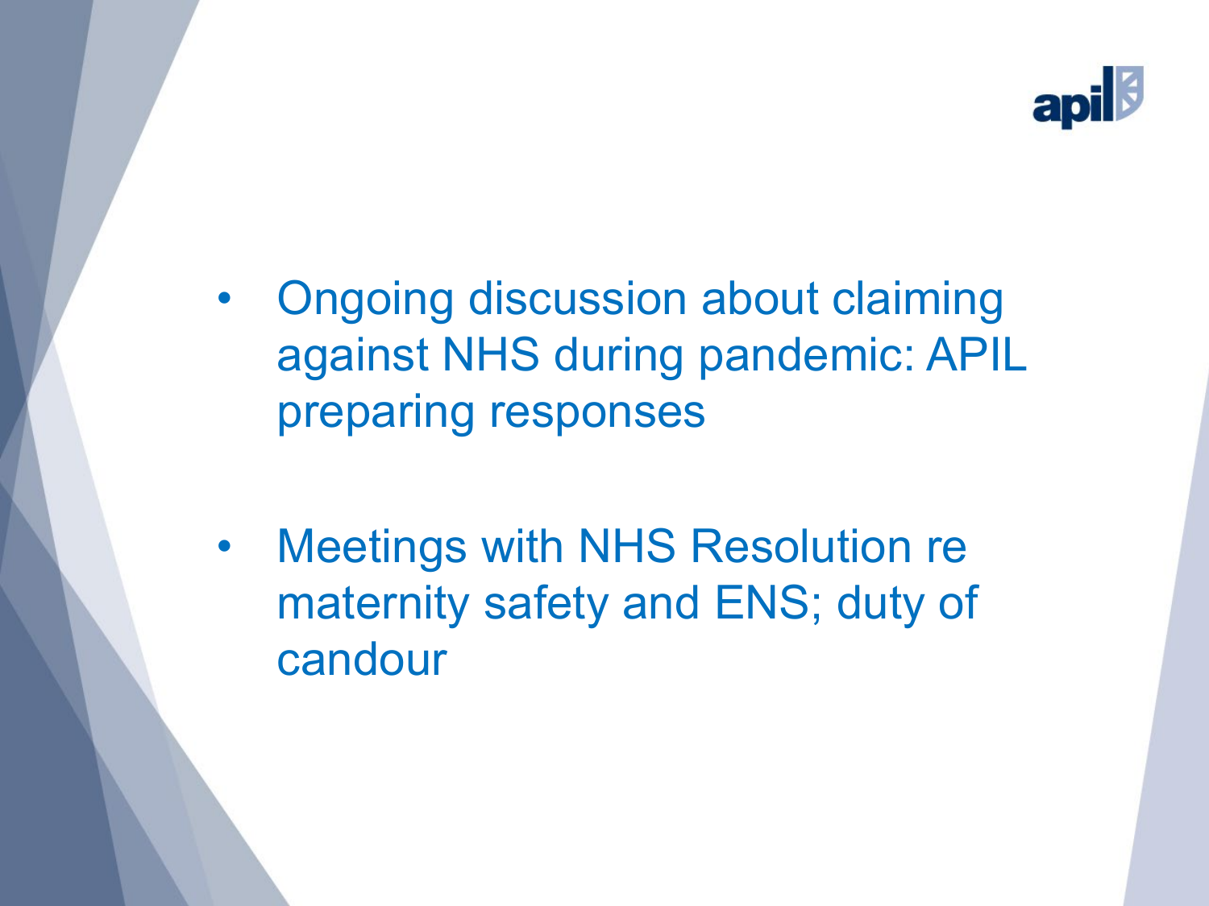- Ongoing discussion about claiming against NHS during pandemic: APIL preparing responses

- Meetings with NHS Resolution re maternity safety and ENS; duty of candour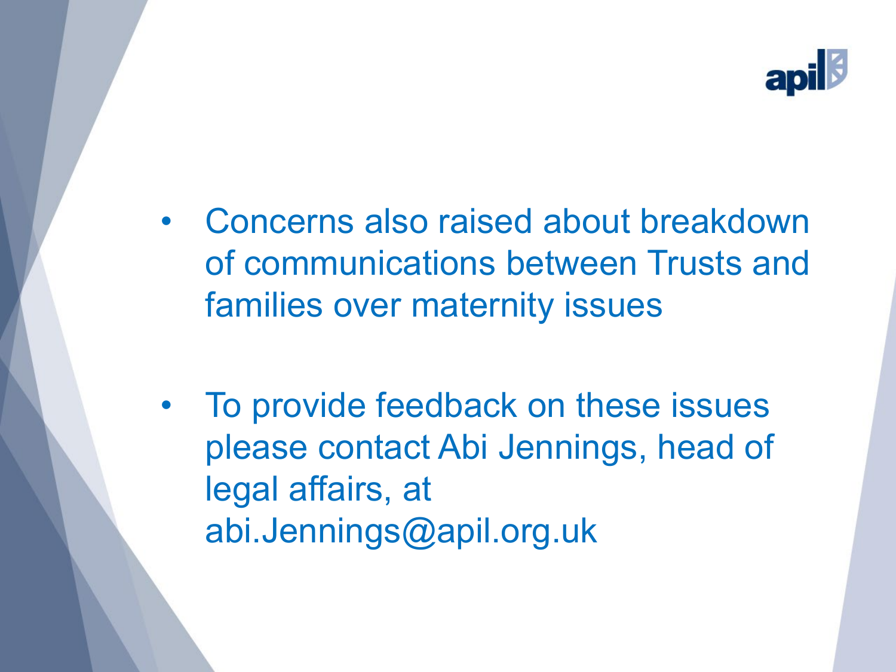- Concerns also raised about breakdown of communications between Trusts and families over maternity issues

- To provide feedback on these issues please contact Abi Jennings, head of legal affairs, at abi.Jennings@apil.org.uk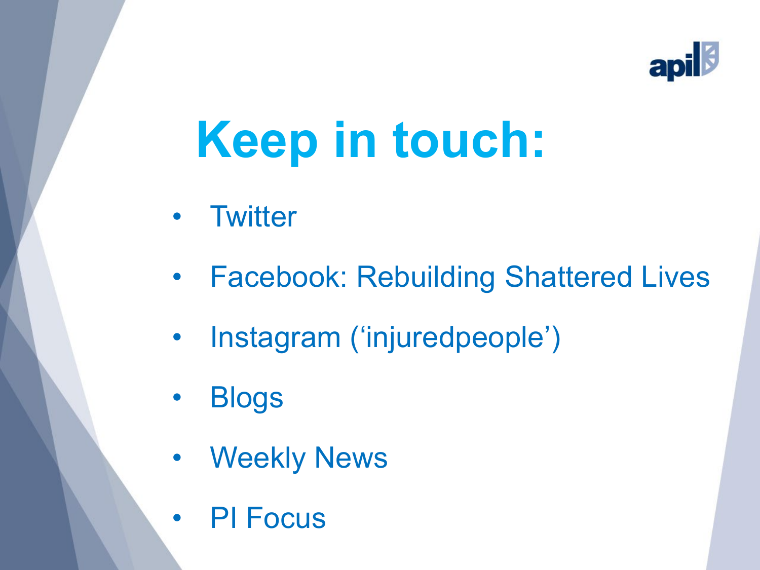apil

# Keep in touch:

- Twitter
- Facebook: Rebuilding Shattered Lives
- Instagram (‘injuredpeople’)
- Blogs
- Weekly News
- PI Focus